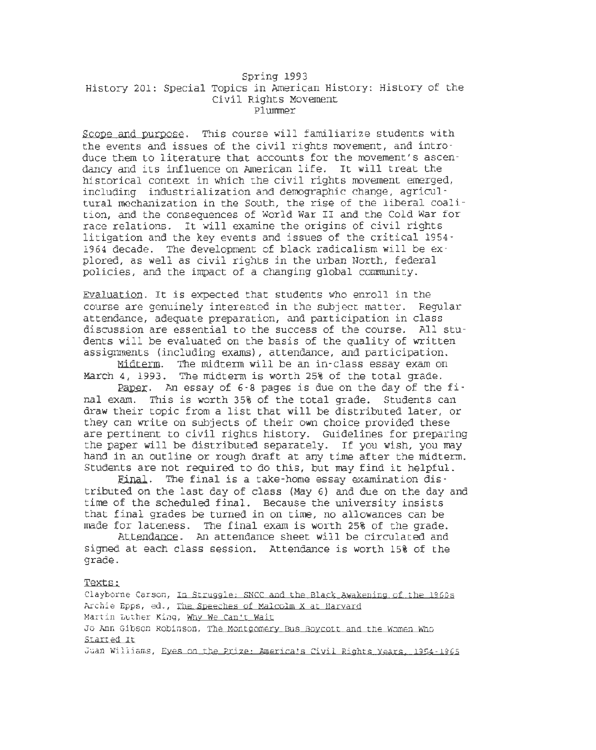Spring 1993

History 201: Special Topics in American History: History of the Civil Rights Movement

Plummer

Scope and purpose. This course will familiarize students with the events and issues of the civil rights movement, and introduce them to literature that accounts for the movement's ascendancy and its influence on American life. It will treat the historical context in which the civil rights movement emerged, including industrialization and demographic change, agricultural mechanization in the South, the rise of the liberal coalition, and the consequences of World War II and the Cold War for race relations. It will examine the origins of civil rights litigation and the key events and issues of the critical 1954-1964 decade. The development of black radicalism will be explored, as well as civil rights in the urban North, federal policies, and the impact of a changing global community.

Evaluation. It is expected that students who enroll in the course are genuinely interested in the subject matter. Regular attendance, adequate preparation, and participation in class discussion are essential to the success of the course. All students will be evaluated on the basis of the quality of written assignments (including exams), attendance, and participation.

Midterm. The midterm will be an in-class essay exam on March 4, 1993. The midterm is worth 25% of the total grade.

Paper. An essay of 6-8 pages is due on the day of the final exam. This is worth 35% of the total grade. Students can draw their topic from a list that will be distributed later, or they can write on subjects of their own choice provided these are pertinent to civil rights history. Guidelines for preparing the paper will be distributed separately. If you wish, you may hand in an outline or rough draft at any time after the midterm. Students are not required to do this, but may find it helpful.

Final. The final is a take-home essay examination distributed on the last day of class (May 6) and due on the day and time of the scheduled final. Because the university insists that final grades be turned in on time, no allowances can be made for lateness. The final exam is worth 25% of the grade.

Attendance. An attendance sheet will be circulated and signed at each class session. Attendance is worth 15% of the grade.

Texts:

Clayborne Carson, In Struggle: SNCC and the Black Awakening of the 1960s

Archie Epps, ed., The Speeches of Malcolm X at Harvard

Martin Luther King, Why We Can't Wait

Jo Ann Gibson Robinson, The Montgomery Bus Boycott and the Women Who Started It

Juan Williams, Eyes on the Prize: America's Civil Rights Years, 1954-1965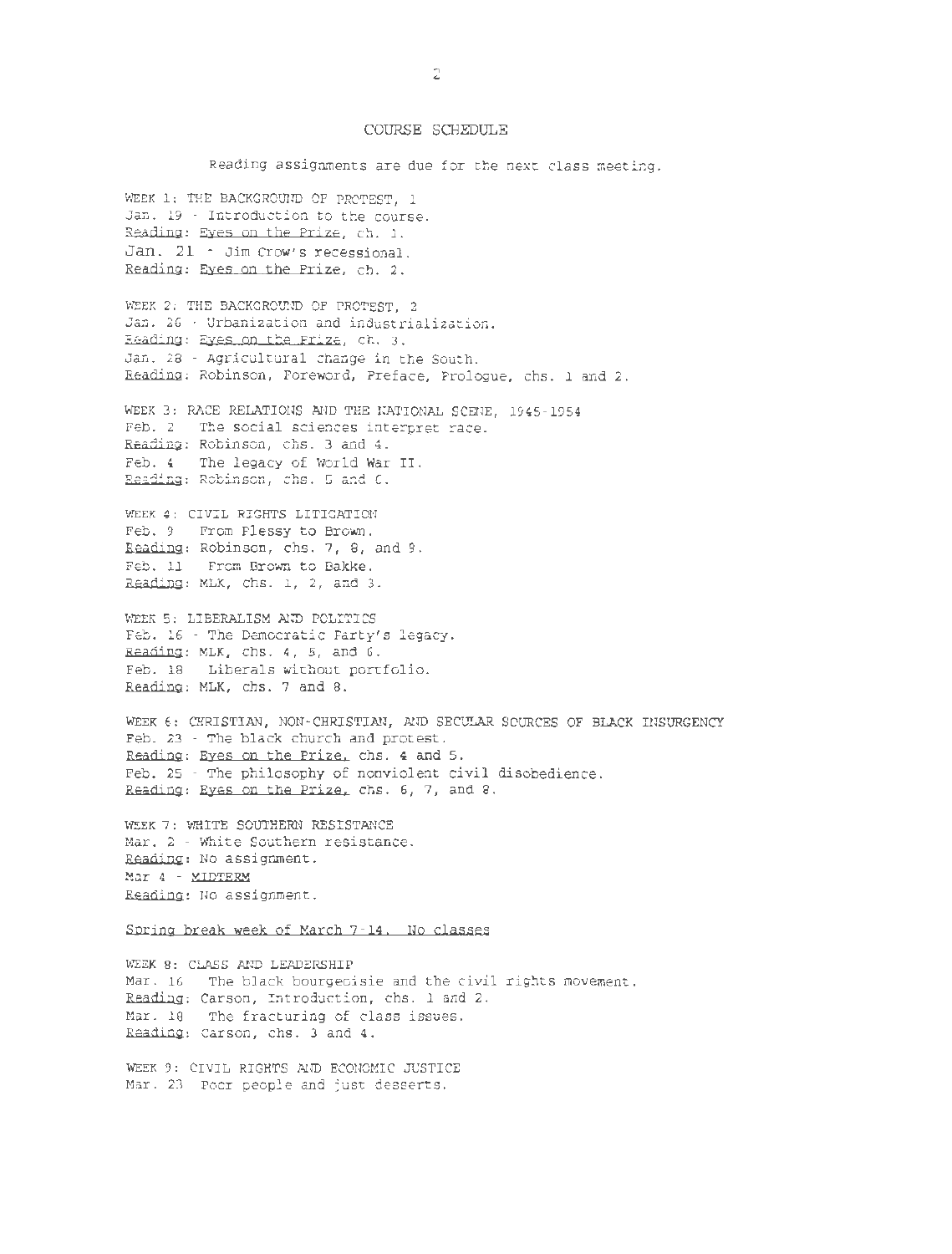# COURSE SCHEDULE

Reading assignments are due for the next class meeting.

WEEK 1: THE BACKGROUND OF PROTEST, 1
Jan. 19 - Introduction to the course.
Reading: Eyes on the Prize, ch. 1.
Jan. 21 - Jim Crow's recessional.
Reading: Eyes on the Prize, ch. 2.

WEEK 2: THE BACKGROUND OF PROTEST, 2
Jan. 26 - Urbanization and industrialization.
Reading: Eyes on the Prize, ch. 3.
Jan. 28 - Agricultural change in the South.
Reading: Robinson, Foreword, Preface, Prologue, chs. 1 and 2.

WEEK 3: RACE RELATIONS AND THE NATIONAL SCENE, 1945-1954
Feb. 2 The social sciences interpret race.
Reading: Robinson, chs. 3 and 4.
Feb. 4 The legacy of World War II.
Reading: Robinson, chs. 5 and 6.

WEEK 4: CIVIL RIGHTS LITIGATION
Feb. 9 From Plessy to Brown.
Reading: Robinson, chs. 7, 8, and 9.
Feb. 11 From Brown to Bakke.
Reading: MLK, chs. 1, 2, and 3.

WEEK 5: LIBERALISM AND POLITICS
Feb. 16 - The Democratic Party's legacy.
Reading: MLK, chs. 4, 5, and 6.
Feb. 18 Liberals without portfolio.
Reading: MLK, chs. 7 and 8.

WEEK 6: CHRISTIAN, NON-CHRISTIAN, AND SECULAR SOURCES OF BLACK INSURGENCY
Feb. 23 - The black church and protest.
Reading: Eyes on the Prize, chs. 4 and 5.
Feb. 25 - The philosophy of nonviolent civil disobedience.
Reading: Eyes on the Prize, chs. 6, 7, and 8.

WEEK 7: WHITE SOUTHERN RESISTANCE
Mar. 2 - White Southern resistance.
Reading: No assignment.
Mar 4 - MIDTERM
Reading: No assignment.

Spring break week of March 7-14. No classes

WEEK 8: CLASS AND LEADERSHIP
Mar. 16 The black bourgeoisie and the civil rights movement.
Reading: Carson, Introduction, chs. 1 and 2.
Mar. 18 The fracturing of class issues.
Reading: Carson, chs. 3 and 4.

WEEK 9: CIVIL RIGHTS AND ECONOMIC JUSTICE
Mar. 23 Poor people and just desserts.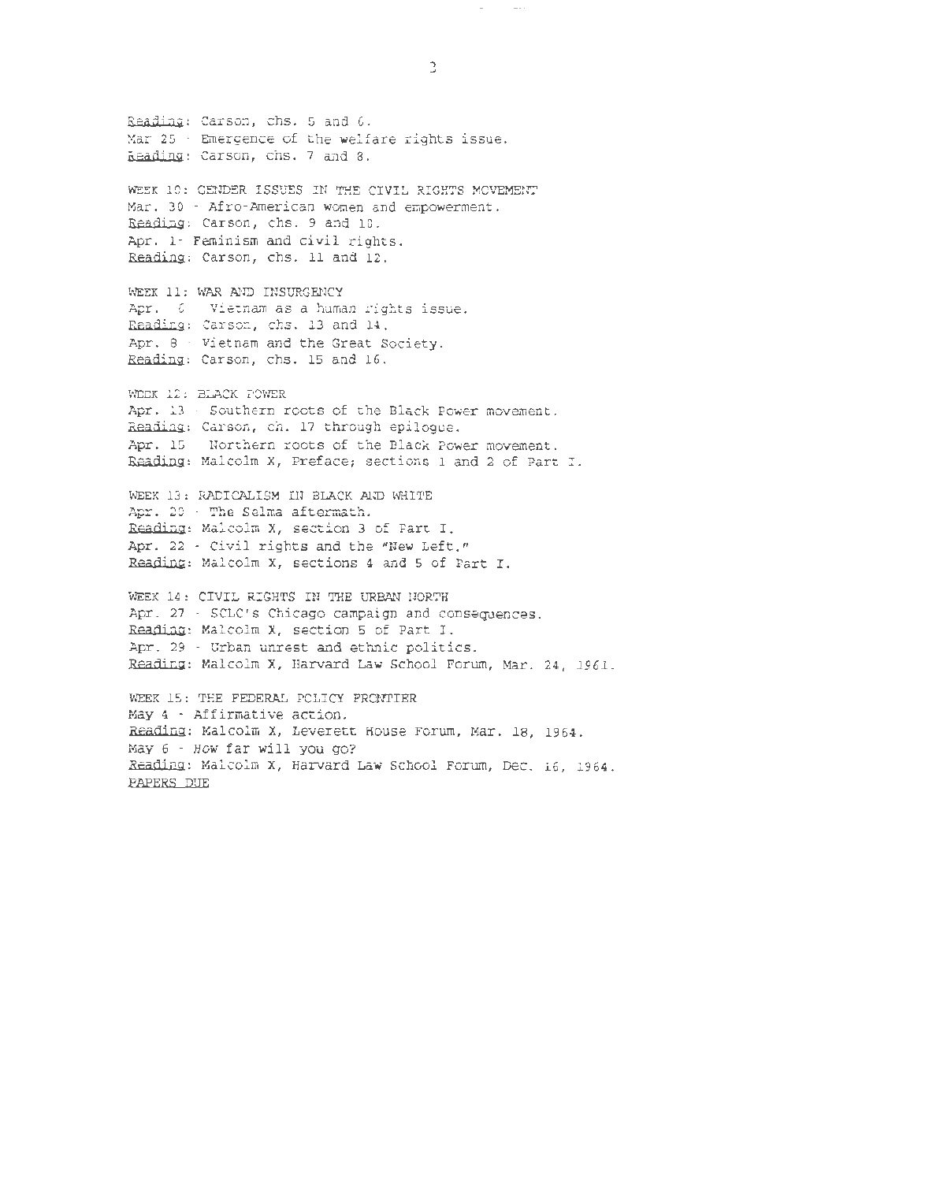Reading: Carson, chs. 5 and 6.
Mar 25 - Emergence of the welfare rights issue.
Reading: Carson, chs. 7 and 8.

WEEK 10: GENDER ISSUES IN THE CIVIL RIGHTS MOVEMENT
Mar. 30 - Afro-American women and empowerment.
Reading: Carson, chs. 9 and 10.
Apr. 1- Feminism and civil rights.
Reading: Carson, chs. 11 and 12.

WEEK 11: WAR AND INSURGENCY
Apr. 6 - Vietnam as a human rights issue.
Reading: Carson, chs. 13 and 14.
Apr. 8 - Vietnam and the Great Society.
Reading: Carson, chs. 15 and 16.

WEEK 12: BLACK POWER
Apr. 13 - Southern roots of the Black Power movement.
Reading: Carson, ch. 17 through epilogue.
Apr. 15 - Northern roots of the Black Power movement.
Reading: Malcolm X, Preface; sections 1 and 2 of Part I.

WEEK 13: RADICALISM IN BLACK AND WHITE
Apr. 20 - The Selma aftermath.
Reading: Malcolm X, section 3 of Part I.
Apr. 22 - Civil rights and the "New Left."
Reading: Malcolm X, sections 4 and 5 of Part I.

WEEK 14: CIVIL RIGHTS IN THE URBAN NORTH
Apr. 27 - SCLC's Chicago campaign and consequences.
Reading: Malcolm X, section 5 of Part I.
Apr. 29 - Urban unrest and ethnic politics.
Reading: Malcolm X, Harvard Law School Forum, Mar. 24, 1961.

WEEK 15: THE FEDERAL POLICY FRONTIER
May 4 - Affirmative action.
Reading: Malcolm X, Leverett House Forum, Mar. 18, 1964.
May 6 - How far will you go?
Reading: Malcolm X, Harvard Law School Forum, Dec. 16, 1964.
PAPERS DUE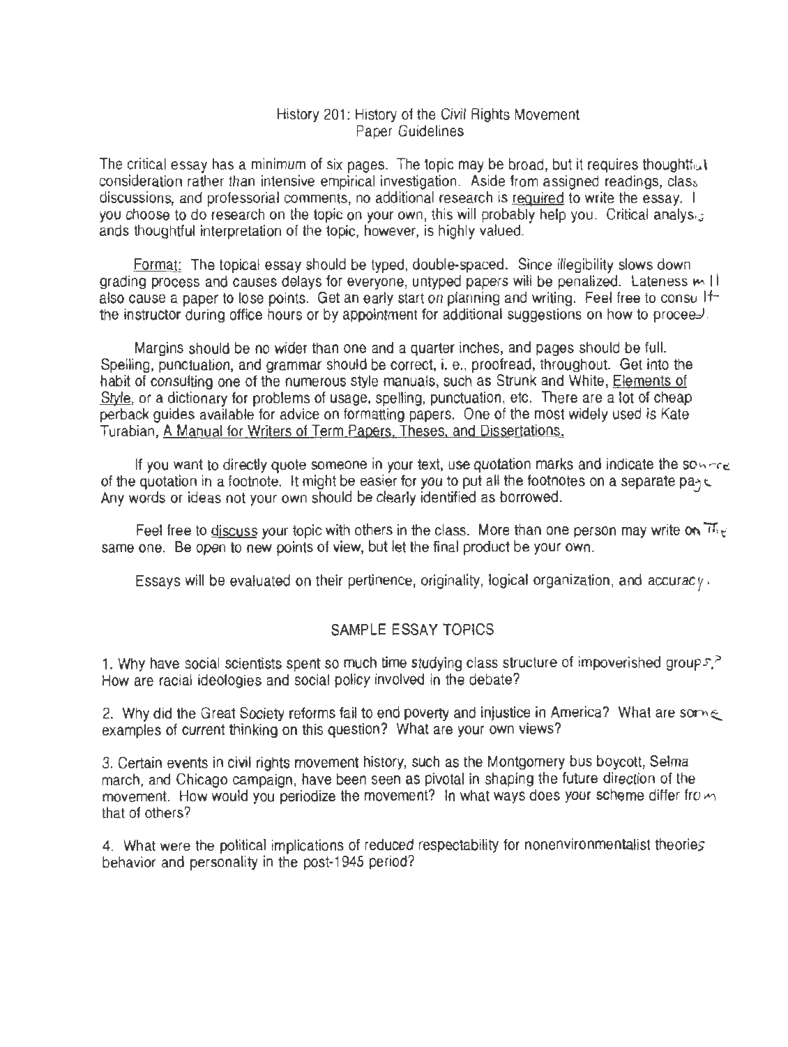# History 201: History of the Civil Rights Movement
## Paper Guidelines

The critical essay has a minimum of six pages. The topic may be broad, but it requires thoughtful consideration rather than intensive empirical investigation. Aside from assigned readings, class discussions, and professorial comments, no additional research is required to write the essay. If you choose to do research on the topic on your own, this will probably help you. Critical analysis ands thoughtful interpretation of the topic, however, is highly valued.

Format: The topical essay should be typed, double-spaced. Since illegibility slows down grading process and causes delays for everyone, untyped papers will be penalized. Lateness will also cause a paper to lose points. Get an early start on planning and writing. Feel free to consult the instructor during office hours or by appointment for additional suggestions on how to proceed.

Margins should be no wider than one and a quarter inches, and pages should be full. Spelling, punctuation, and grammar should be correct, i. e., proofread, throughout. Get into the habit of consulting one of the numerous style manuals, such as Strunk and White, Elements of Style, or a dictionary for problems of usage, spelling, punctuation, etc. There are a lot of cheap perback guides available for advice on formatting papers. One of the most widely used is Kate Turabian, A Manual for Writers of Term Papers, Theses, and Dissertations.

If you want to directly quote someone in your text, use quotation marks and indicate the source of the quotation in a footnote. It might be easier for you to put all the footnotes on a separate page. Any words or ideas not your own should be clearly identified as borrowed.

Feel free to discuss your topic with others in the class. More than one person may write on the same one. Be open to new points of view, but let the final product be your own.

Essays will be evaluated on their pertinence, originality, logical organization, and accuracy.

## SAMPLE ESSAY TOPICS

1. Why have social scientists spent so much time studying class structure of impoverished groups? How are racial ideologies and social policy involved in the debate?

2. Why did the Great Society reforms fail to end poverty and injustice in America? What are some examples of current thinking on this question? What are your own views?

3. Certain events in civil rights movement history, such as the Montgomery bus boycott, Selma march, and Chicago campaign, have been seen as pivotal in shaping the future direction of the movement. How would you periodize the movement? In what ways does your scheme differ from that of others?

4. What were the political implications of reduced respectability for nonenvironmentalist theories behavior and personality in the post-1945 period?